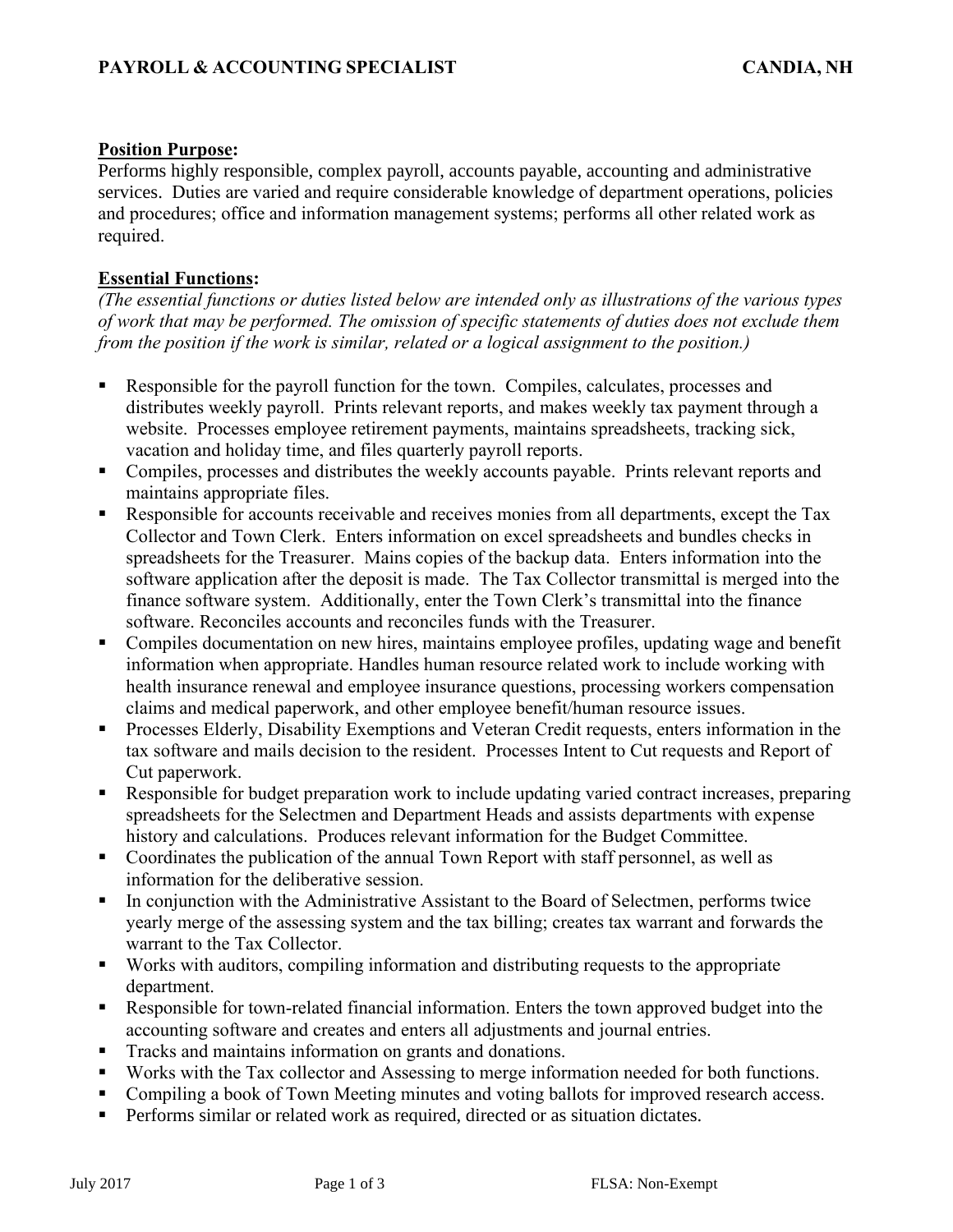# PAYROLL & ACCOUNTING SPECIALIST — CANDIA, NH

**Position Purpose:**

Performs highly responsible, complex payroll, accounts payable, accounting and administrative services. Duties are varied and require considerable knowledge of department operations, policies and procedures; office and information management systems; performs all other related work as required.

**Essential Functions:**

*(The essential functions or duties listed below are intended only as illustrations of the various types of work that may be performed. The omission of specific statements of duties does not exclude them from the position if the work is similar, related or a logical assignment to the position.)*

- Responsible for the payroll function for the town. Compiles, calculates, processes and distributes weekly payroll. Prints relevant reports, and makes weekly tax payment through a website. Processes employee retirement payments, maintains spreadsheets, tracking sick, vacation and holiday time, and files quarterly payroll reports.
- Compiles, processes and distributes the weekly accounts payable. Prints relevant reports and maintains appropriate files.
- Responsible for accounts receivable and receives monies from all departments, except the Tax Collector and Town Clerk. Enters information on excel spreadsheets and bundles checks in spreadsheets for the Treasurer. Mains copies of the backup data. Enters information into the software application after the deposit is made. The Tax Collector transmittal is merged into the finance software system. Additionally, enter the Town Clerk's transmittal into the finance software. Reconciles accounts and reconciles funds with the Treasurer.
- Compiles documentation on new hires, maintains employee profiles, updating wage and benefit information when appropriate. Handles human resource related work to include working with health insurance renewal and employee insurance questions, processing workers compensation claims and medical paperwork, and other employee benefit/human resource issues.
- Processes Elderly, Disability Exemptions and Veteran Credit requests, enters information in the tax software and mails decision to the resident. Processes Intent to Cut requests and Report of Cut paperwork.
- Responsible for budget preparation work to include updating varied contract increases, preparing spreadsheets for the Selectmen and Department Heads and assists departments with expense history and calculations. Produces relevant information for the Budget Committee.
- Coordinates the publication of the annual Town Report with staff personnel, as well as information for the deliberative session.
- In conjunction with the Administrative Assistant to the Board of Selectmen, performs twice yearly merge of the assessing system and the tax billing; creates tax warrant and forwards the warrant to the Tax Collector.
- Works with auditors, compiling information and distributing requests to the appropriate department.
- Responsible for town-related financial information. Enters the town approved budget into the accounting software and creates and enters all adjustments and journal entries.
- Tracks and maintains information on grants and donations.
- Works with the Tax collector and Assessing to merge information needed for both functions.
- Compiling a book of Town Meeting minutes and voting ballots for improved research access.
- Performs similar or related work as required, directed or as situation dictates.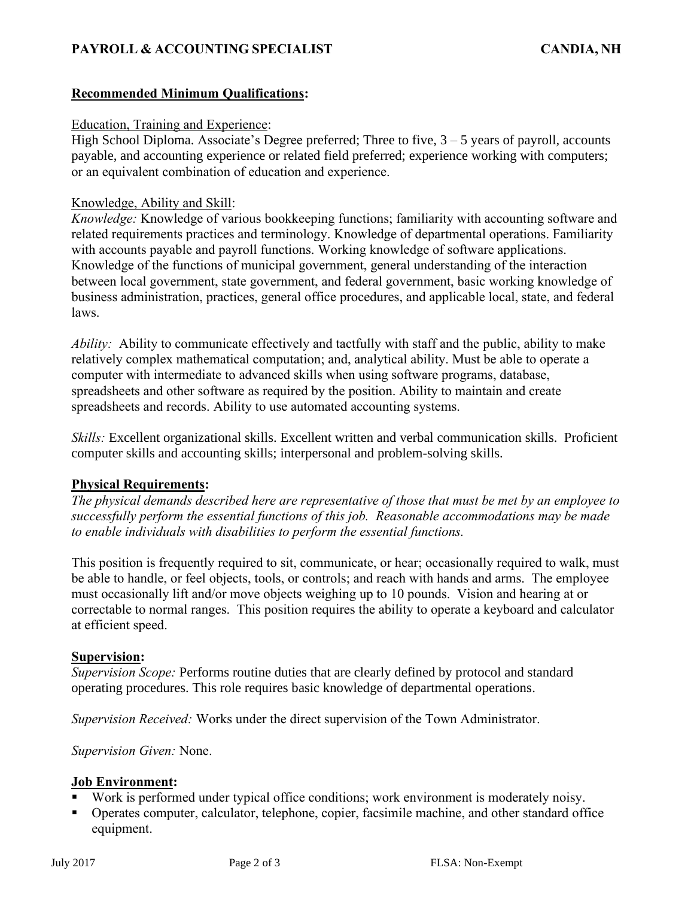## Recommended Minimum Qualifications:

Education, Training and Experience:

High School Diploma. Associate's Degree preferred; Three to five, 3 – 5 years of payroll, accounts payable, and accounting experience or related field preferred; experience working with computers; or an equivalent combination of education and experience.

Knowledge, Ability and Skill:

*Knowledge:* Knowledge of various bookkeeping functions; familiarity with accounting software and related requirements practices and terminology. Knowledge of departmental operations. Familiarity with accounts payable and payroll functions. Working knowledge of software applications. Knowledge of the functions of municipal government, general understanding of the interaction between local government, state government, and federal government, basic working knowledge of business administration, practices, general office procedures, and applicable local, state, and federal laws.

*Ability:* Ability to communicate effectively and tactfully with staff and the public, ability to make relatively complex mathematical computation; and, analytical ability. Must be able to operate a computer with intermediate to advanced skills when using software programs, database, spreadsheets and other software as required by the position. Ability to maintain and create spreadsheets and records. Ability to use automated accounting systems.

*Skills:* Excellent organizational skills. Excellent written and verbal communication skills. Proficient computer skills and accounting skills; interpersonal and problem-solving skills.

## Physical Requirements:

*The physical demands described here are representative of those that must be met by an employee to successfully perform the essential functions of this job. Reasonable accommodations may be made to enable individuals with disabilities to perform the essential functions.*

This position is frequently required to sit, communicate, or hear; occasionally required to walk, must be able to handle, or feel objects, tools, or controls; and reach with hands and arms. The employee must occasionally lift and/or move objects weighing up to 10 pounds. Vision and hearing at or correctable to normal ranges. This position requires the ability to operate a keyboard and calculator at efficient speed.

## Supervision:

*Supervision Scope:* Performs routine duties that are clearly defined by protocol and standard operating procedures. This role requires basic knowledge of departmental operations.

*Supervision Received:* Works under the direct supervision of the Town Administrator.

*Supervision Given:* None.

## Job Environment:

- Work is performed under typical office conditions; work environment is moderately noisy.
- Operates computer, calculator, telephone, copier, facsimile machine, and other standard office equipment.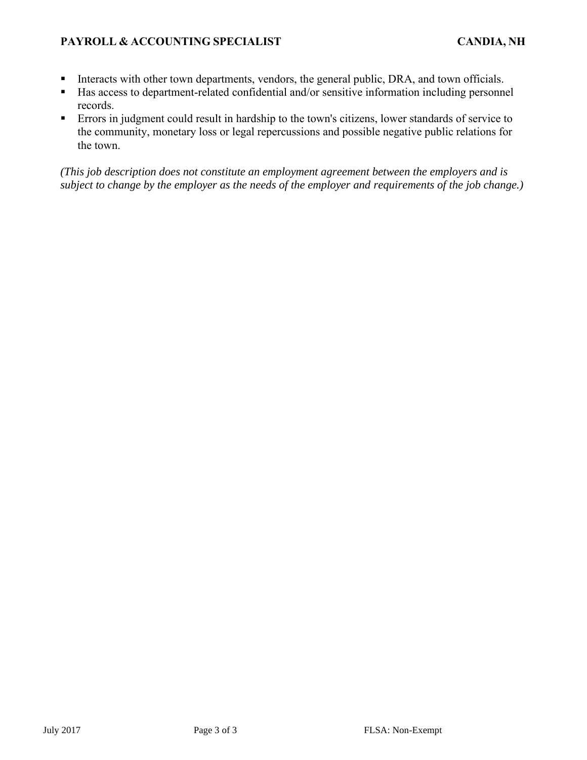- Interacts with other town departments, vendors, the general public, DRA, and town officials.
- Has access to department-related confidential and/or sensitive information including personnel records.
- Errors in judgment could result in hardship to the town's citizens, lower standards of service to the community, monetary loss or legal repercussions and possible negative public relations for the town.

*(This job description does not constitute an employment agreement between the employers and is subject to change by the employer as the needs of the employer and requirements of the job change.)*